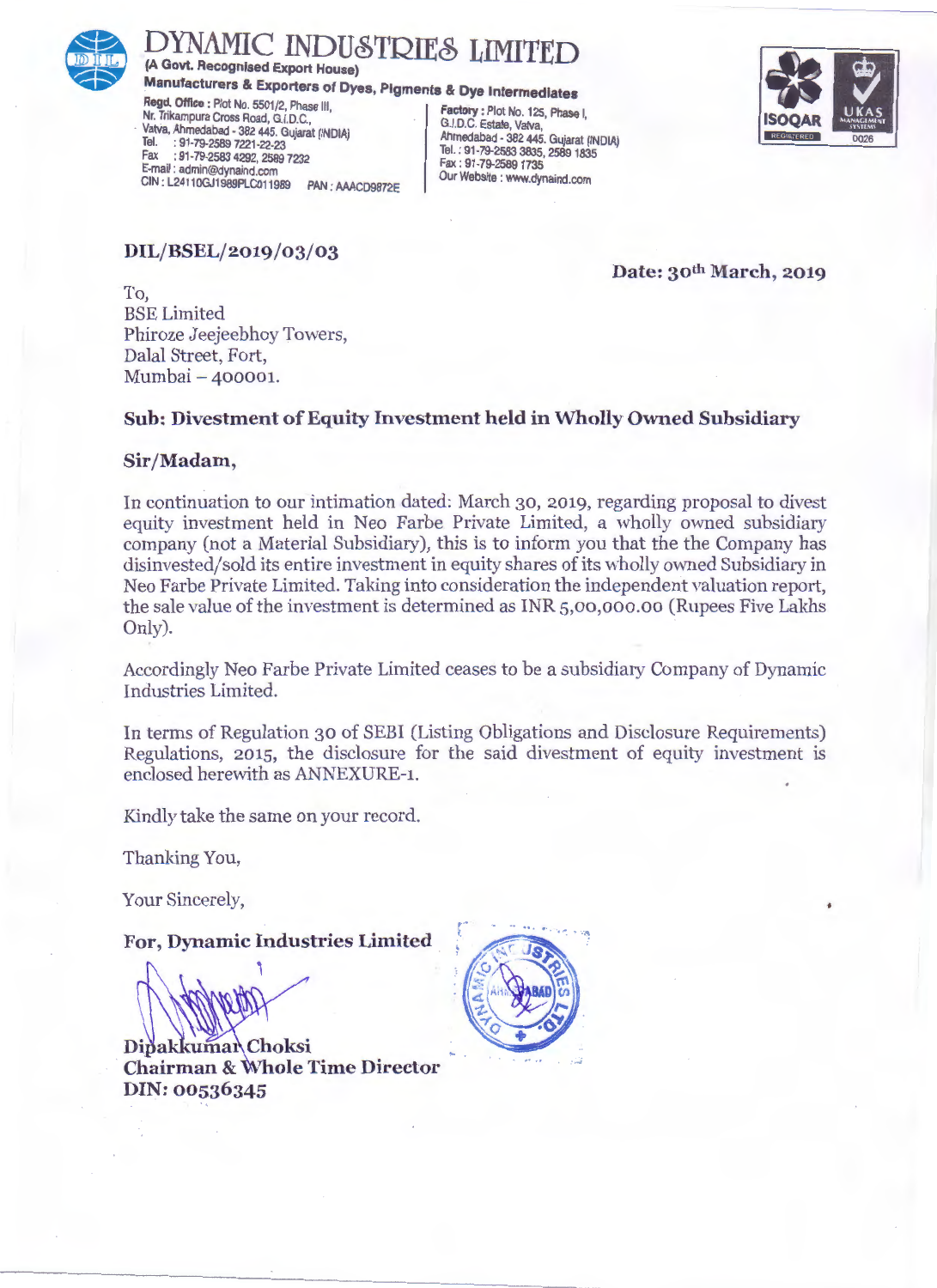# DYNAMIC INDUSTRIES LIMITED

**(A Govt. Recognised Export House)**

**Manufacturers & Exporters of Dyes, Pigments & Dye Intermediates**

**Regd. Office :** Plot No. 5501/2, Phase III,
Nr. Trikampura Cross Road, G.I.D.C.,
Vatva, Ahmedabad - 382 445. Gujarat (INDIA)
Tel. : 91-79-2589 7221-22-23
Fax : 91-79-2583 4292, 2589 7232
E-mail : admin@dynaind.com
CIN : L24110GJ1989PLC011989 PAN : AAACD9872E

**Factory :** Plot No. 125, Phase I,
G.I.D.C. Estate, Vatva,
Ahmedabad - 382 445. Gujarat (INDIA)
Tel. : 91-79-2583 3835, 2589 1835
Fax : 91-79-2589 1735
Our Website : www.dynaind.com

**DIL/BSEL/2019/03/03**

**Date: 30th March, 2019**

To,
BSE Limited
Phiroze Jeejeebhoy Towers,
Dalal Street, Fort,
Mumbai – 400001.

**Sub: Divestment of Equity Investment held in Wholly Owned Subsidiary**

**Sir/Madam,**

In continuation to our intimation dated: March 30, 2019, regarding proposal to divest equity investment held in Neo Farbe Private Limited, a wholly owned subsidiary company (not a Material Subsidiary), this is to inform you that the the Company has disinvested/sold its entire investment in equity shares of its wholly owned Subsidiary in Neo Farbe Private Limited. Taking into consideration the independent valuation report, the sale value of the investment is determined as INR 5,00,000.00 (Rupees Five Lakhs Only).

Accordingly Neo Farbe Private Limited ceases to be a subsidiary Company of Dynamic Industries Limited.

In terms of Regulation 30 of SEBI (Listing Obligations and Disclosure Requirements) Regulations, 2015, the disclosure for the said divestment of equity investment is enclosed herewith as ANNEXURE-1.

Kindly take the same on your record.

Thanking You,

Your Sincerely,

**For, Dynamic Industries Limited**

**Dipakkumar Choksi**
**Chairman & Whole Time Director**
**DIN: 00536345**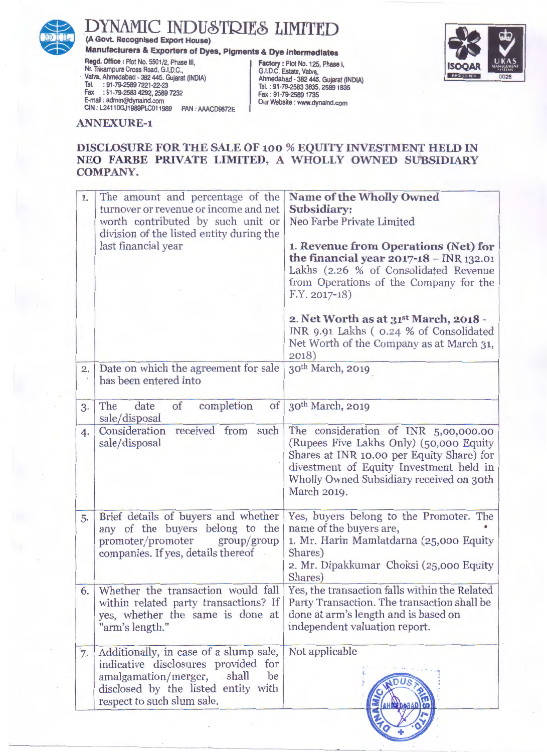# DYNAMIC INDUSTRIES LIMITED

**(A Govt. Recognised Export House)**

**Manufacturers & Exporters of Dyes, Pigments & Dye Intermediates**

**Regd. Office :** Plot No. 5501/2, Phase III, Nr. Trikampura Cross Road, G.I.D.C., Vatva, Ahmedabad - 382 445. Gujarat (INDIA)
Tel. : 91-79-2589 7221-22-23
Fax : 91-79-2583 4292, 2589 7232
E-mail : admin@dynaind.com
CIN : L24110GJ1989PLC011989 PAN : AAACD9872E

**Factory :** Plot No. 125, Phase I, G.I.D.C. Estate, Vatva, Ahmedabad - 382 445. Gujarat (INDIA)
Tel. : 91-79-2583 3835, 2589 1835
Fax : 91-79-2589 1735
Our Website : www.dynaind.com

ISOQAR REGISTERED UKAS MANAGEMENT SYSTEMS 0026

## ANNEXURE-1

## DISCLOSURE FOR THE SALE OF 100 % EQUITY INVESTMENT HELD IN NEO FARBE PRIVATE LIMITED, A WHOLLY OWNED SUBSIDIARY COMPANY.

| | | |
|---|---|---|
| 1. | The amount and percentage of the turnover or revenue or income and net worth contributed by such unit or division of the listed entity during the last financial year | **Name of the Wholly Owned Subsidiary:** Neo Farbe Private Limited<br><br>**1. Revenue from Operations (Net) for the financial year 2017-18** – INR 132.01 Lakhs (2.26 % of Consolidated Revenue from Operations of the Company for the F.Y. 2017-18)<br><br>**2. Net Worth as at 31st March, 2018** - INR 9.91 Lakhs ( 0.24 % of Consolidated Net Worth of the Company as at March 31, 2018) |
| 2. | Date on which the agreement for sale has been entered into | 30th March, 2019 |
| 3. | The date of completion of sale/disposal | 30th March, 2019 |
| 4. | Consideration received from such sale/disposal | The consideration of INR 5,00,000.00 (Rupees Five Lakhs Only) (50,000 Equity Shares at INR 10.00 per Equity Share) for divestment of Equity Investment held in Wholly Owned Subsidiary received on 30th March 2019. |
| 5. | Brief details of buyers and whether any of the buyers belong to the promoter/promoter group/group companies. If yes, details thereof | Yes, buyers belong to the Promoter. The name of the buyers are,<br>1. Mr. Harin Mamlatdarna (25,000 Equity Shares)<br>2. Mr. Dipakkumar Choksi (25,000 Equity Shares) |
| 6. | Whether the transaction would fall within related party transactions? If yes, whether the same is done at "arm's length." | Yes, the transaction falls within the Related Party Transaction. The transaction shall be done at arm's length and is based on independent valuation report. |
| 7. | Additionally, in case of a slump sale, indicative disclosures provided for amalgamation/merger, shall be disclosed by the listed entity with respect to such slum sale. | Not applicable |